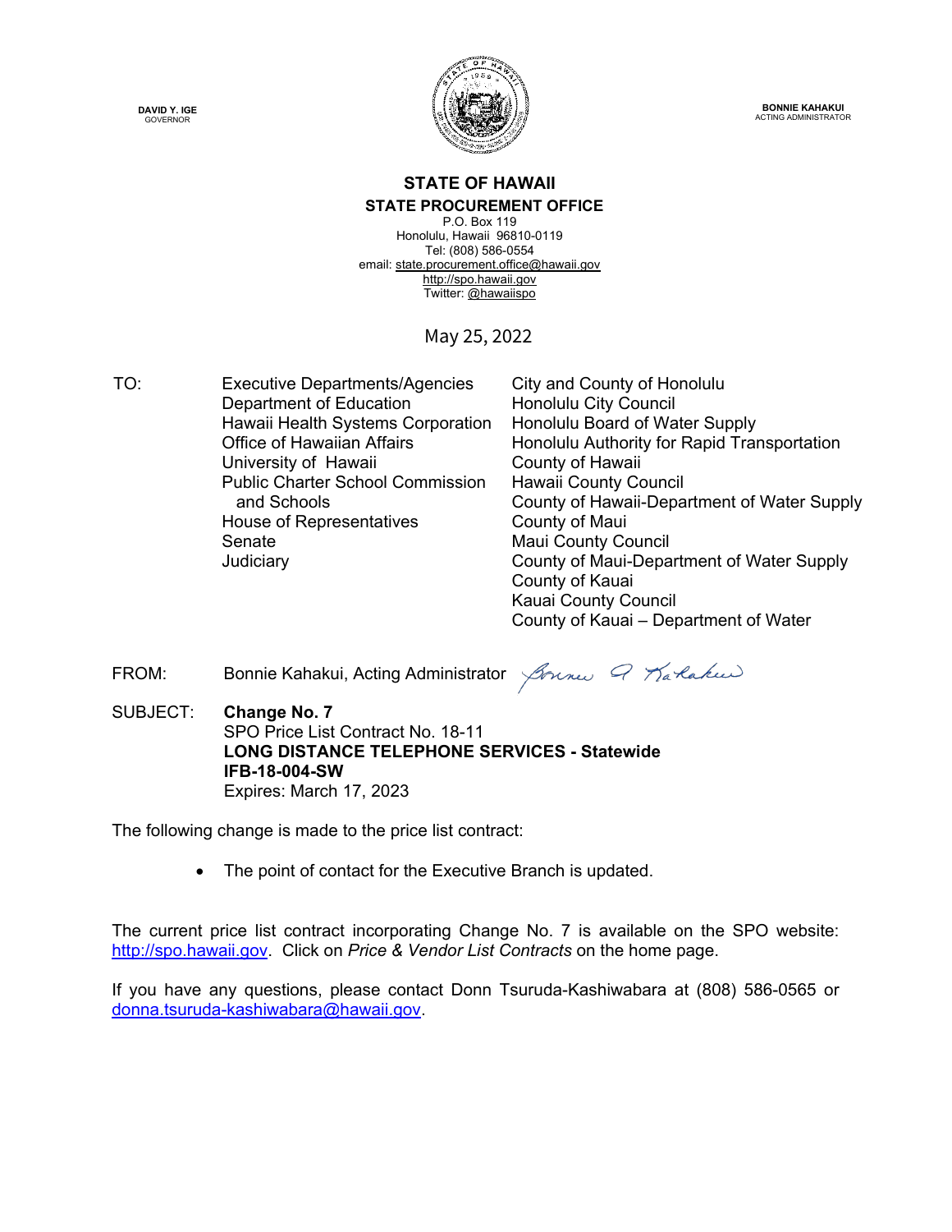**DAVID Y. IGE**
GOVERNOR

**BONNIE KAHAKUI**
ACTING ADMINISTRATOR

# STATE OF HAWAII

## STATE PROCUREMENT OFFICE

P.O. Box 119
Honolulu, Hawaii 96810-0119
Tel: (808) 586-0554
email: state.procurement.office@hawaii.gov
http://spo.hawaii.gov
Twitter: @hawaiispo

May 25, 2022

TO:

Executive Departments/Agencies
Department of Education
Hawaii Health Systems Corporation
Office of Hawaiian Affairs
University of Hawaii
Public Charter School Commission and Schools
House of Representatives
Senate
Judiciary
City and County of Honolulu
Honolulu City Council
Honolulu Board of Water Supply
Honolulu Authority for Rapid Transportation
County of Hawaii
Hawaii County Council
County of Hawaii-Department of Water Supply
County of Maui
Maui County Council
County of Maui-Department of Water Supply
County of Kauai
Kauai County Council
County of Kauai – Department of Water

FROM: Bonnie Kahakui, Acting Administrator

SUBJECT: **Change No. 7**
SPO Price List Contract No. 18-11
**LONG DISTANCE TELEPHONE SERVICES - Statewide**
**IFB-18-004-SW**
Expires: March 17, 2023

The following change is made to the price list contract:

- The point of contact for the Executive Branch is updated.

The current price list contract incorporating Change No. 7 is available on the SPO website: http://spo.hawaii.gov. Click on *Price & Vendor List Contracts* on the home page.

If you have any questions, please contact Donn Tsuruda-Kashiwabara at (808) 586-0565 or donna.tsuruda-kashiwabara@hawaii.gov.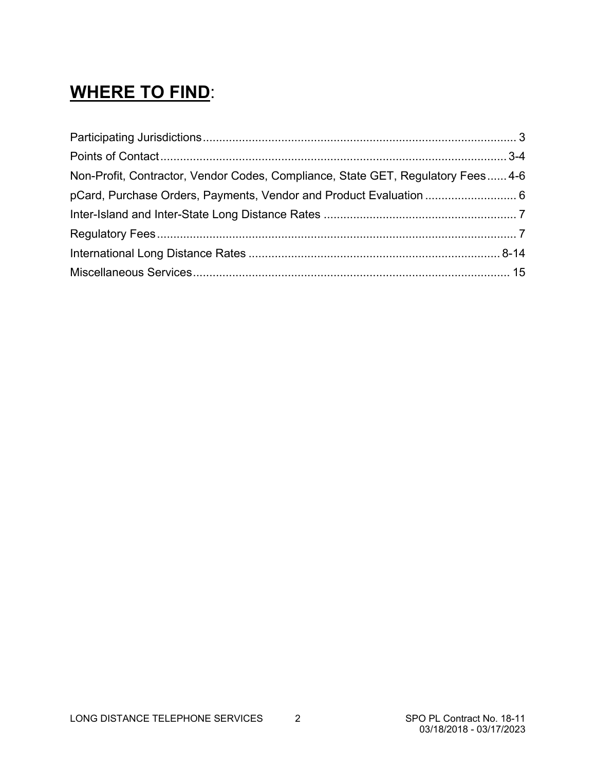# WHERE TO FIND:

| Section | Page |
| --- | --- |
| Participating Jurisdictions | 3 |
| Points of Contact | 3-4 |
| Non-Profit, Contractor, Vendor Codes, Compliance, State GET, Regulatory Fees | 4-6 |
| pCard, Purchase Orders, Payments, Vendor and Product Evaluation | 6 |
| Inter-Island and Inter-State Long Distance Rates | 7 |
| Regulatory Fees | 7 |
| International Long Distance Rates | 8-14 |
| Miscellaneous Services | 15 |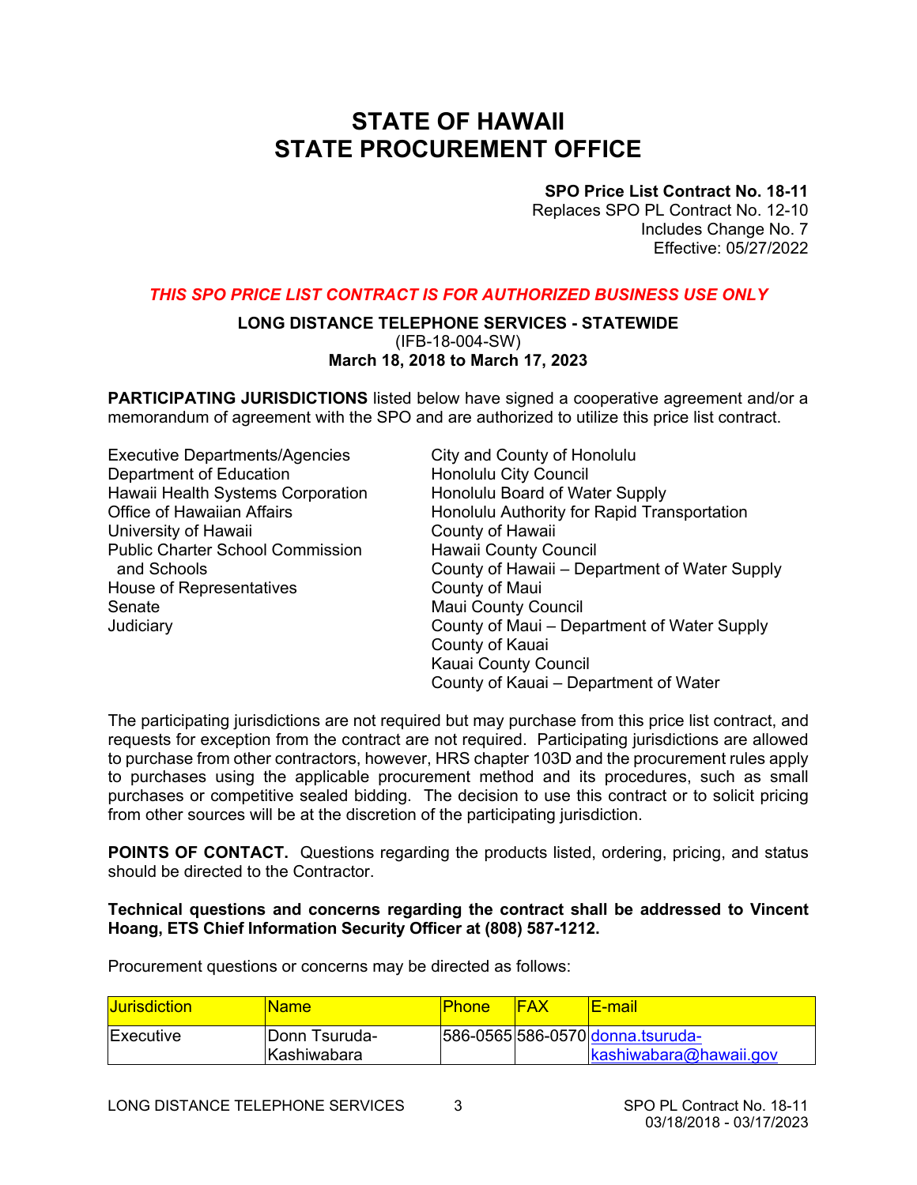# STATE OF HAWAII
# STATE PROCUREMENT OFFICE

**SPO Price List Contract No. 18-11**
Replaces SPO PL Contract No. 12-10
Includes Change No. 7
Effective: 05/27/2022

***THIS SPO PRICE LIST CONTRACT IS FOR AUTHORIZED BUSINESS USE ONLY***

**LONG DISTANCE TELEPHONE SERVICES - STATEWIDE**
(IFB-18-004-SW)
**March 18, 2018 to March 17, 2023**

**PARTICIPATING JURISDICTIONS** listed below have signed a cooperative agreement and/or a memorandum of agreement with the SPO and are authorized to utilize this price list contract.

Executive Departments/Agencies
Department of Education
Hawaii Health Systems Corporation
Office of Hawaiian Affairs
University of Hawaii
Public Charter School Commission and Schools
House of Representatives
Senate
Judiciary
City and County of Honolulu
Honolulu City Council
Honolulu Board of Water Supply
Honolulu Authority for Rapid Transportation
County of Hawaii
Hawaii County Council
County of Hawaii – Department of Water Supply
County of Maui
Maui County Council
County of Maui – Department of Water Supply
County of Kauai
Kauai County Council
County of Kauai – Department of Water

The participating jurisdictions are not required but may purchase from this price list contract, and requests for exception from the contract are not required. Participating jurisdictions are allowed to purchase from other contractors, however, HRS chapter 103D and the procurement rules apply to purchases using the applicable procurement method and its procedures, such as small purchases or competitive sealed bidding. The decision to use this contract or to solicit pricing from other sources will be at the discretion of the participating jurisdiction.

**POINTS OF CONTACT.** Questions regarding the products listed, ordering, pricing, and status should be directed to the Contractor.

**Technical questions and concerns regarding the contract shall be addressed to Vincent Hoang, ETS Chief Information Security Officer at (808) 587-1212.**

Procurement questions or concerns may be directed as follows:

| Jurisdiction | Name | Phone | FAX | E-mail |
|---|---|---|---|---|
| Executive | Donn Tsuruda-Kashiwabara | 586-0565 | 586-0570 | donna.tsuruda-kashiwabara@hawaii.gov |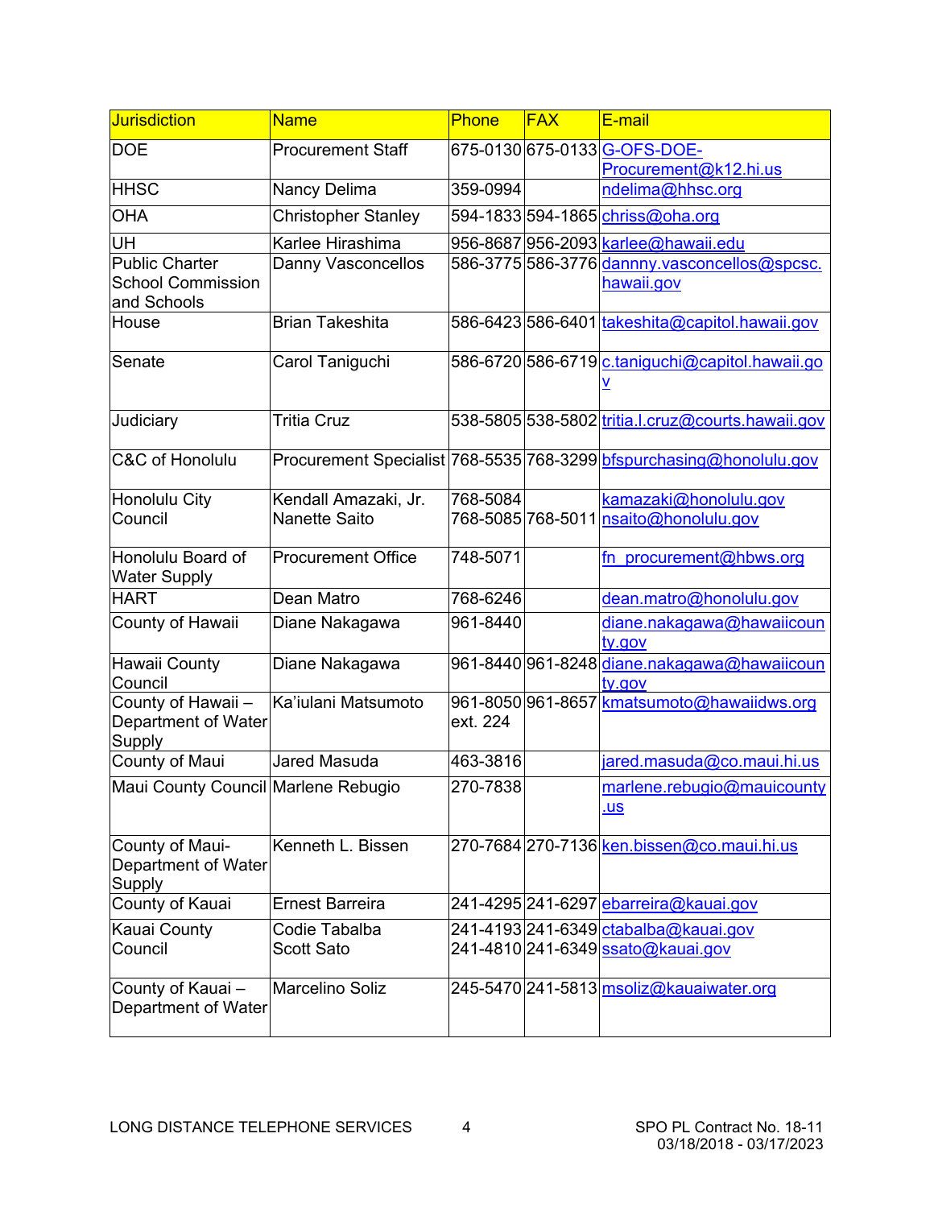| Jurisdiction | Name | Phone | FAX | E-mail |
|---|---|---|---|---|
| DOE | Procurement Staff | 675-0130 | 675-0133 | G-OFS-DOE-Procurement@k12.hi.us |
| HHSC | Nancy Delima | 359-0994 | | ndelima@hhsc.org |
| OHA | Christopher Stanley | 594-1833 | 594-1865 | chriss@oha.org |
| UH | Karlee Hirashima | 956-8687 | 956-2093 | karlee@hawaii.edu |
| Public Charter School Commission and Schools | Danny Vasconcellos | 586-3775 | 586-3776 | dannny.vasconcellos@spcsc.hawaii.gov |
| House | Brian Takeshita | 586-6423 | 586-6401 | takeshita@capitol.hawaii.gov |
| Senate | Carol Taniguchi | 586-6720 | 586-6719 | c.taniguchi@capitol.hawaii.gov |
| Judiciary | Tritia Cruz | 538-5805 | 538-5802 | tritia.l.cruz@courts.hawaii.gov |
| C&C of Honolulu | Procurement Specialist | 768-5535 | 768-3299 | bfspurchasing@honolulu.gov |
| Honolulu City Council | Kendall Amazaki, Jr.<br>Nanette Saito | 768-5084<br>768-5085 | <br>768-5011 | kamazaki@honolulu.gov<br>nsaito@honolulu.gov |
| Honolulu Board of Water Supply | Procurement Office | 748-5071 | | fn_procurement@hbws.org |
| HART | Dean Matro | 768-6246 | | dean.matro@honolulu.gov |
| County of Hawaii | Diane Nakagawa | 961-8440 | | diane.nakagawa@hawaiicounty.gov |
| Hawaii County Council | Diane Nakagawa | 961-8440 | 961-8248 | diane.nakagawa@hawaiicounty.gov |
| County of Hawaii – Department of Water Supply | Ka'iulani Matsumoto | 961-8050 ext. 224 | 961-8657 | kmatsumoto@hawaiidws.org |
| County of Maui | Jared Masuda | 463-3816 | | jared.masuda@co.maui.hi.us |
| Maui County Council | Marlene Rebugio | 270-7838 | | marlene.rebugio@mauicounty.us |
| County of Maui-Department of Water Supply | Kenneth L. Bissen | 270-7684 | 270-7136 | ken.bissen@co.maui.hi.us |
| County of Kauai | Ernest Barreira | 241-4295 | 241-6297 | ebarreira@kauai.gov |
| Kauai County Council | Codie Tabalba<br>Scott Sato | 241-4193<br>241-4810 | 241-6349<br>241-6349 | ctabalba@kauai.gov<br>ssato@kauai.gov |
| County of Kauai – Department of Water | Marcelino Soliz | 245-5470 | 241-5813 | msoliz@kauaiwater.org |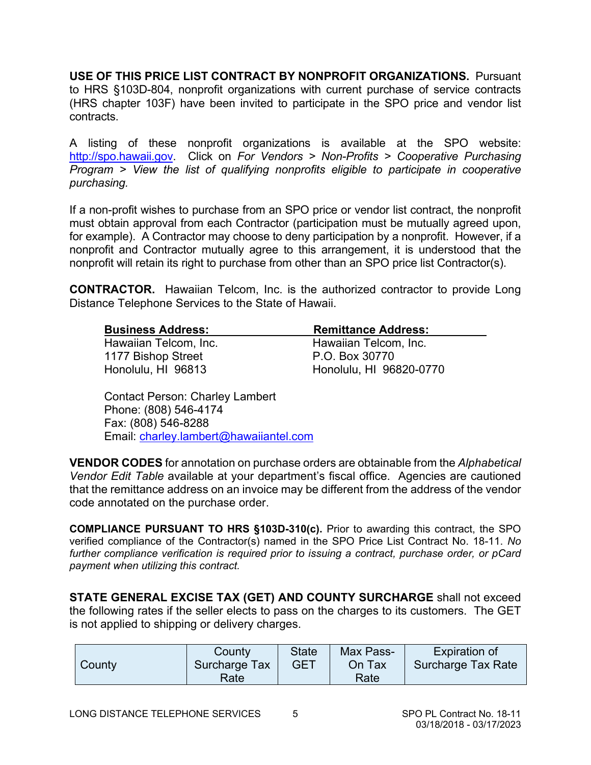**USE OF THIS PRICE LIST CONTRACT BY NONPROFIT ORGANIZATIONS.** Pursuant to HRS §103D-804, nonprofit organizations with current purchase of service contracts (HRS chapter 103F) have been invited to participate in the SPO price and vendor list contracts.

A listing of these nonprofit organizations is available at the SPO website: http://spo.hawaii.gov. Click on *For Vendors > Non-Profits > Cooperative Purchasing Program > View the list of qualifying nonprofits eligible to participate in cooperative purchasing.*

If a non-profit wishes to purchase from an SPO price or vendor list contract, the nonprofit must obtain approval from each Contractor (participation must be mutually agreed upon, for example). A Contractor may choose to deny participation by a nonprofit. However, if a nonprofit and Contractor mutually agree to this arrangement, it is understood that the nonprofit will retain its right to purchase from other than an SPO price list Contractor(s).

**CONTRACTOR.** Hawaiian Telcom, Inc. is the authorized contractor to provide Long Distance Telephone Services to the State of Hawaii.

| **Business Address:** | **Remittance Address:** |
|---|---|
| Hawaiian Telcom, Inc. | Hawaiian Telcom, Inc. |
| 1177 Bishop Street | P.O. Box 30770 |
| Honolulu, HI 96813 | Honolulu, HI 96820-0770 |

Contact Person: Charley Lambert
Phone: (808) 546-4174
Fax: (808) 546-8288
Email: charley.lambert@hawaiiantel.com

**VENDOR CODES** for annotation on purchase orders are obtainable from the *Alphabetical Vendor Edit Table* available at your department's fiscal office. Agencies are cautioned that the remittance address on an invoice may be different from the address of the vendor code annotated on the purchase order.

**COMPLIANCE PURSUANT TO HRS §103D-310(c).** Prior to awarding this contract, the SPO verified compliance of the Contractor(s) named in the SPO Price List Contract No. 18-11. *No further compliance verification is required prior to issuing a contract, purchase order, or pCard payment when utilizing this contract.*

**STATE GENERAL EXCISE TAX (GET) AND COUNTY SURCHARGE** shall not exceed the following rates if the seller elects to pass on the charges to its customers. The GET is not applied to shipping or delivery charges.

| County | County Surcharge Tax Rate | State GET | Max Pass-On Tax Rate | Expiration of Surcharge Tax Rate |
|---|---|---|---|---|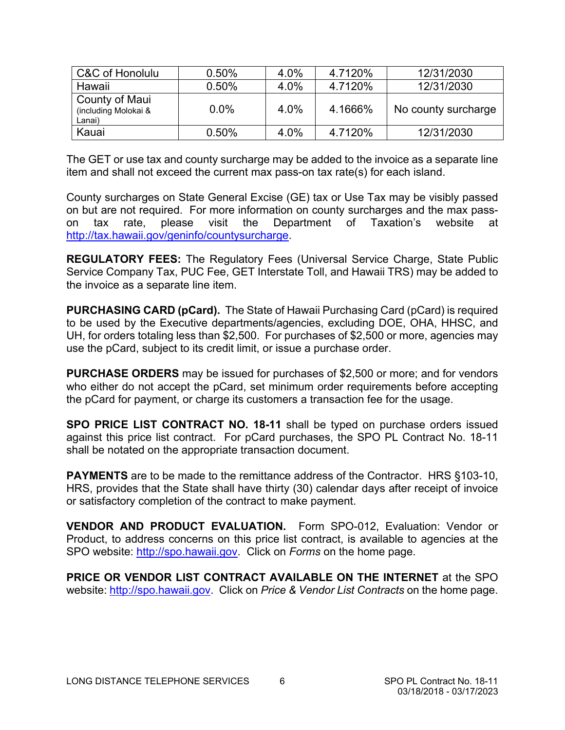| C&C of Honolulu | 0.50% | 4.0% | 4.7120% | 12/31/2030 |
|---|---|---|---|---|
| Hawaii | 0.50% | 4.0% | 4.7120% | 12/31/2030 |
| County of Maui (including Molokai & Lanai) | 0.0% | 4.0% | 4.1666% | No county surcharge |
| Kauai | 0.50% | 4.0% | 4.7120% | 12/31/2030 |

The GET or use tax and county surcharge may be added to the invoice as a separate line item and shall not exceed the current max pass-on tax rate(s) for each island.

County surcharges on State General Excise (GE) tax or Use Tax may be visibly passed on but are not required. For more information on county surcharges and the max pass-on tax rate, please visit the Department of Taxation's website at http://tax.hawaii.gov/geninfo/countysurcharge.

**REGULATORY FEES:** The Regulatory Fees (Universal Service Charge, State Public Service Company Tax, PUC Fee, GET Interstate Toll, and Hawaii TRS) may be added to the invoice as a separate line item.

**PURCHASING CARD (pCard).** The State of Hawaii Purchasing Card (pCard) is required to be used by the Executive departments/agencies, excluding DOE, OHA, HHSC, and UH, for orders totaling less than $2,500. For purchases of $2,500 or more, agencies may use the pCard, subject to its credit limit, or issue a purchase order.

**PURCHASE ORDERS** may be issued for purchases of $2,500 or more; and for vendors who either do not accept the pCard, set minimum order requirements before accepting the pCard for payment, or charge its customers a transaction fee for the usage.

**SPO PRICE LIST CONTRACT NO. 18-11** shall be typed on purchase orders issued against this price list contract. For pCard purchases, the SPO PL Contract No. 18-11 shall be notated on the appropriate transaction document.

**PAYMENTS** are to be made to the remittance address of the Contractor. HRS §103-10, HRS, provides that the State shall have thirty (30) calendar days after receipt of invoice or satisfactory completion of the contract to make payment.

**VENDOR AND PRODUCT EVALUATION.** Form SPO-012, Evaluation: Vendor or Product, to address concerns on this price list contract, is available to agencies at the SPO website: http://spo.hawaii.gov. Click on *Forms* on the home page.

**PRICE OR VENDOR LIST CONTRACT AVAILABLE ON THE INTERNET** at the SPO website: http://spo.hawaii.gov. Click on *Price & Vendor List Contracts* on the home page.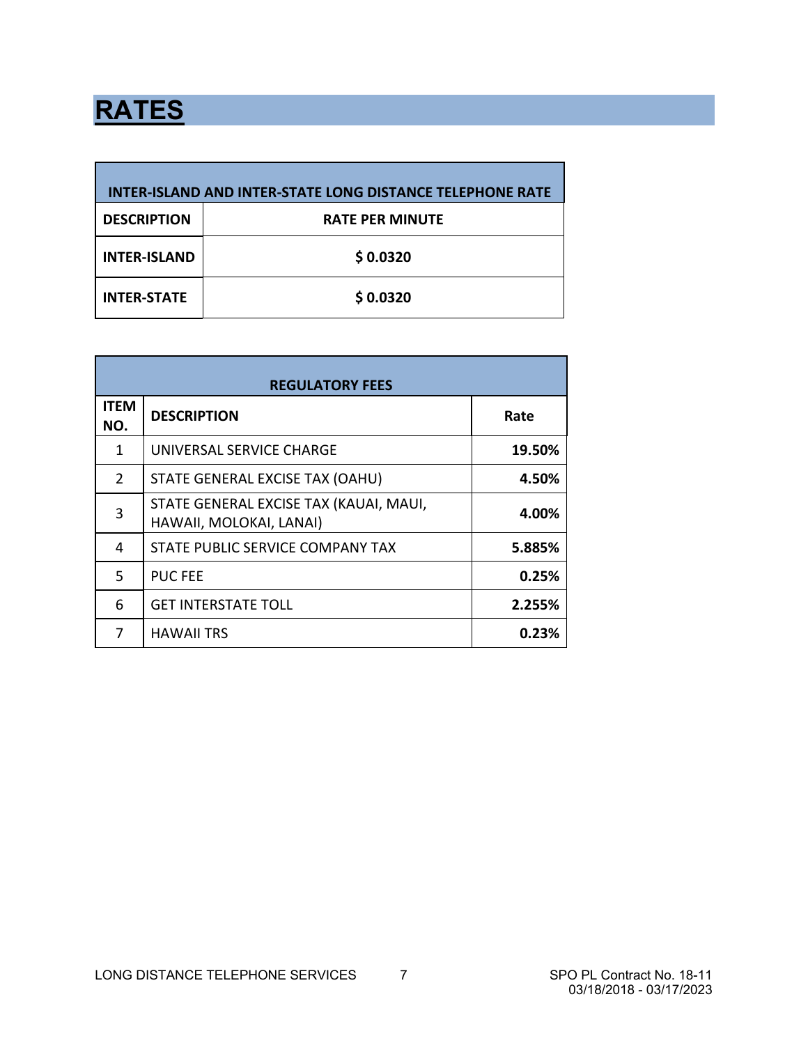# RATES

| INTER-ISLAND AND INTER-STATE LONG DISTANCE TELEPHONE RATE | |
|---|---|
| **DESCRIPTION** | **RATE PER MINUTE** |
| **INTER-ISLAND** | **$ 0.0320** |
| **INTER-STATE** | **$ 0.0320** |

| REGULATORY FEES | | |
|---|---|---|
| **ITEM NO.** | **DESCRIPTION** | **Rate** |
| 1 | UNIVERSAL SERVICE CHARGE | **19.50%** |
| 2 | STATE GENERAL EXCISE TAX (OAHU) | **4.50%** |
| 3 | STATE GENERAL EXCISE TAX (KAUAI, MAUI, HAWAII, MOLOKAI, LANAI) | **4.00%** |
| 4 | STATE PUBLIC SERVICE COMPANY TAX | **5.885%** |
| 5 | PUC FEE | **0.25%** |
| 6 | GET INTERSTATE TOLL | **2.255%** |
| 7 | HAWAII TRS | **0.23%** |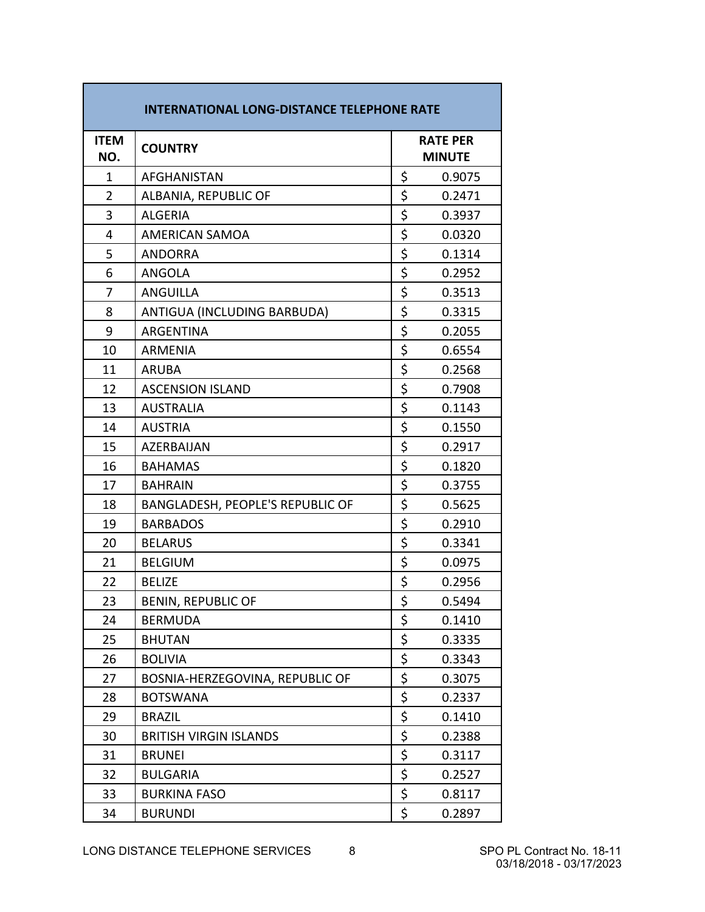| INTERNATIONAL LONG-DISTANCE TELEPHONE RATE | | |
|---|---|---|
| **ITEM NO.** | **COUNTRY** | **RATE PER MINUTE** |
| 1 | AFGHANISTAN | $ 0.9075 |
| 2 | ALBANIA, REPUBLIC OF | $ 0.2471 |
| 3 | ALGERIA | $ 0.3937 |
| 4 | AMERICAN SAMOA | $ 0.0320 |
| 5 | ANDORRA | $ 0.1314 |
| 6 | ANGOLA | $ 0.2952 |
| 7 | ANGUILLA | $ 0.3513 |
| 8 | ANTIGUA (INCLUDING BARBUDA) | $ 0.3315 |
| 9 | ARGENTINA | $ 0.2055 |
| 10 | ARMENIA | $ 0.6554 |
| 11 | ARUBA | $ 0.2568 |
| 12 | ASCENSION ISLAND | $ 0.7908 |
| 13 | AUSTRALIA | $ 0.1143 |
| 14 | AUSTRIA | $ 0.1550 |
| 15 | AZERBAIJAN | $ 0.2917 |
| 16 | BAHAMAS | $ 0.1820 |
| 17 | BAHRAIN | $ 0.3755 |
| 18 | BANGLADESH, PEOPLE'S REPUBLIC OF | $ 0.5625 |
| 19 | BARBADOS | $ 0.2910 |
| 20 | BELARUS | $ 0.3341 |
| 21 | BELGIUM | $ 0.0975 |
| 22 | BELIZE | $ 0.2956 |
| 23 | BENIN, REPUBLIC OF | $ 0.5494 |
| 24 | BERMUDA | $ 0.1410 |
| 25 | BHUTAN | $ 0.3335 |
| 26 | BOLIVIA | $ 0.3343 |
| 27 | BOSNIA-HERZEGOVINA, REPUBLIC OF | $ 0.3075 |
| 28 | BOTSWANA | $ 0.2337 |
| 29 | BRAZIL | $ 0.1410 |
| 30 | BRITISH VIRGIN ISLANDS | $ 0.2388 |
| 31 | BRUNEI | $ 0.3117 |
| 32 | BULGARIA | $ 0.2527 |
| 33 | BURKINA FASO | $ 0.8117 |
| 34 | BURUNDI | $ 0.2897 |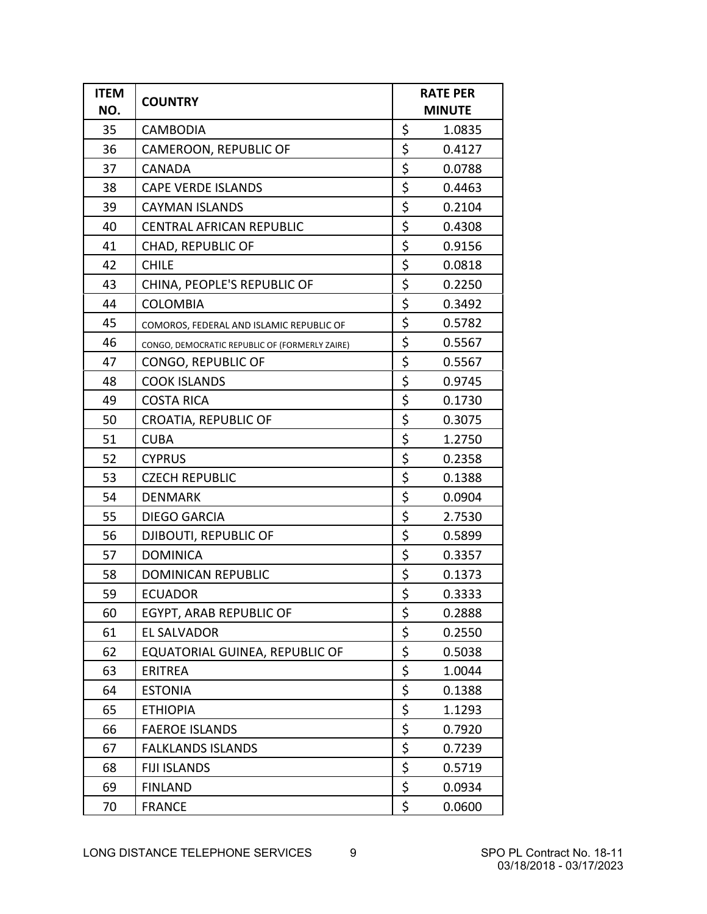| ITEM NO. | COUNTRY | RATE PER MINUTE |
|---|---|---|
| 35 | CAMBODIA | $ 1.0835 |
| 36 | CAMEROON, REPUBLIC OF | $ 0.4127 |
| 37 | CANADA | $ 0.0788 |
| 38 | CAPE VERDE ISLANDS | $ 0.4463 |
| 39 | CAYMAN ISLANDS | $ 0.2104 |
| 40 | CENTRAL AFRICAN REPUBLIC | $ 0.4308 |
| 41 | CHAD, REPUBLIC OF | $ 0.9156 |
| 42 | CHILE | $ 0.0818 |
| 43 | CHINA, PEOPLE'S REPUBLIC OF | $ 0.2250 |
| 44 | COLOMBIA | $ 0.3492 |
| 45 | COMOROS, FEDERAL AND ISLAMIC REPUBLIC OF | $ 0.5782 |
| 46 | CONGO, DEMOCRATIC REPUBLIC OF (FORMERLY ZAIRE) | $ 0.5567 |
| 47 | CONGO, REPUBLIC OF | $ 0.5567 |
| 48 | COOK ISLANDS | $ 0.9745 |
| 49 | COSTA RICA | $ 0.1730 |
| 50 | CROATIA, REPUBLIC OF | $ 0.3075 |
| 51 | CUBA | $ 1.2750 |
| 52 | CYPRUS | $ 0.2358 |
| 53 | CZECH REPUBLIC | $ 0.1388 |
| 54 | DENMARK | $ 0.0904 |
| 55 | DIEGO GARCIA | $ 2.7530 |
| 56 | DJIBOUTI, REPUBLIC OF | $ 0.5899 |
| 57 | DOMINICA | $ 0.3357 |
| 58 | DOMINICAN REPUBLIC | $ 0.1373 |
| 59 | ECUADOR | $ 0.3333 |
| 60 | EGYPT, ARAB REPUBLIC OF | $ 0.2888 |
| 61 | EL SALVADOR | $ 0.2550 |
| 62 | EQUATORIAL GUINEA, REPUBLIC OF | $ 0.5038 |
| 63 | ERITREA | $ 1.0044 |
| 64 | ESTONIA | $ 0.1388 |
| 65 | ETHIOPIA | $ 1.1293 |
| 66 | FAEROE ISLANDS | $ 0.7920 |
| 67 | FALKLANDS ISLANDS | $ 0.7239 |
| 68 | FIJI ISLANDS | $ 0.5719 |
| 69 | FINLAND | $ 0.0934 |
| 70 | FRANCE | $ 0.0600 |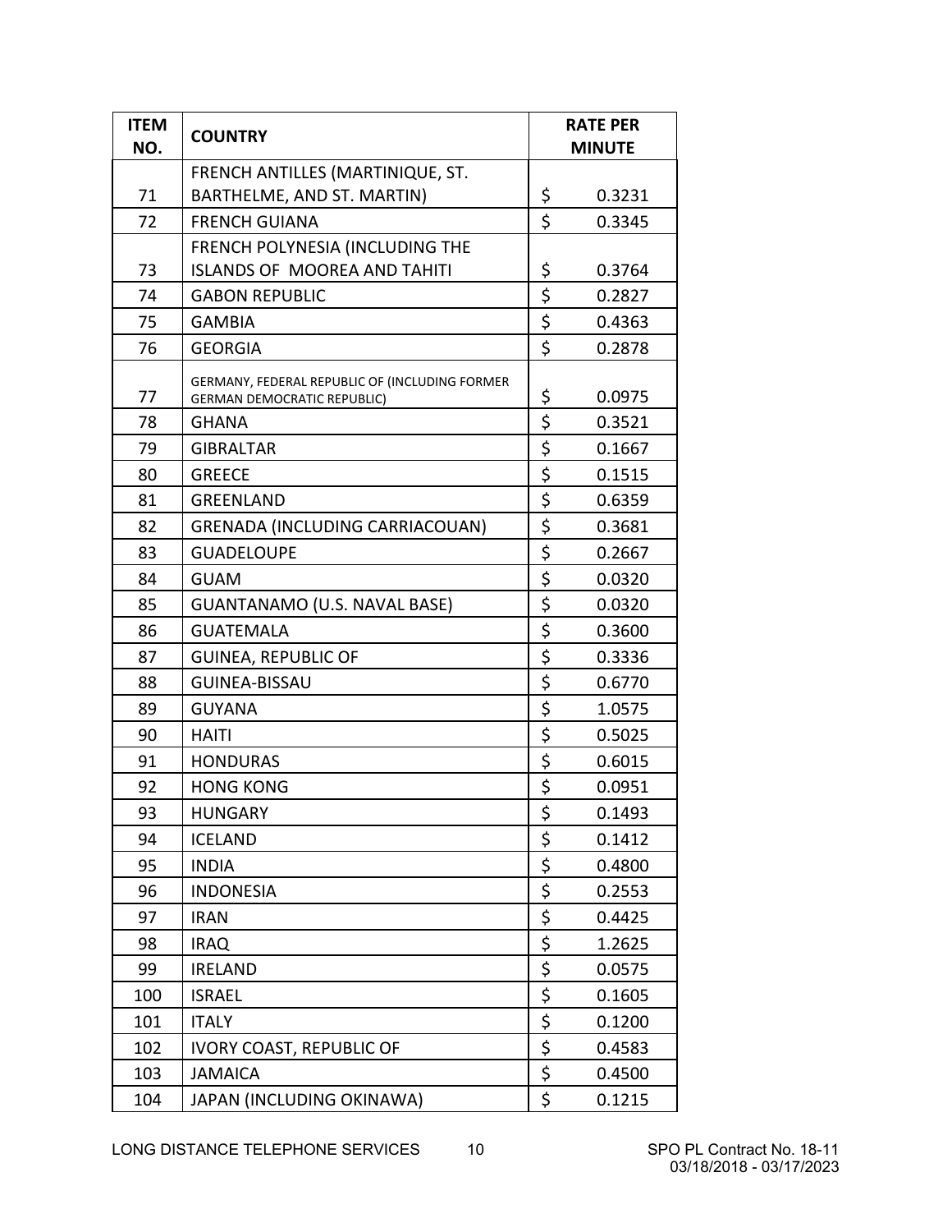| ITEM NO. | COUNTRY | RATE PER MINUTE |
| --- | --- | --- |
| 71 | FRENCH ANTILLES (MARTINIQUE, ST. BARTHELME, AND ST. MARTIN) | $ 0.3231 |
| 72 | FRENCH GUIANA | $ 0.3345 |
| 73 | FRENCH POLYNESIA (INCLUDING THE ISLANDS OF MOOREA AND TAHITI | $ 0.3764 |
| 74 | GABON REPUBLIC | $ 0.2827 |
| 75 | GAMBIA | $ 0.4363 |
| 76 | GEORGIA | $ 0.2878 |
| 77 | GERMANY, FEDERAL REPUBLIC OF (INCLUDING FORMER GERMAN DEMOCRATIC REPUBLIC) | $ 0.0975 |
| 78 | GHANA | $ 0.3521 |
| 79 | GIBRALTAR | $ 0.1667 |
| 80 | GREECE | $ 0.1515 |
| 81 | GREENLAND | $ 0.6359 |
| 82 | GRENADA (INCLUDING CARRIACOUAN) | $ 0.3681 |
| 83 | GUADELOUPE | $ 0.2667 |
| 84 | GUAM | $ 0.0320 |
| 85 | GUANTANAMO (U.S. NAVAL BASE) | $ 0.0320 |
| 86 | GUATEMALA | $ 0.3600 |
| 87 | GUINEA, REPUBLIC OF | $ 0.3336 |
| 88 | GUINEA-BISSAU | $ 0.6770 |
| 89 | GUYANA | $ 1.0575 |
| 90 | HAITI | $ 0.5025 |
| 91 | HONDURAS | $ 0.6015 |
| 92 | HONG KONG | $ 0.0951 |
| 93 | HUNGARY | $ 0.1493 |
| 94 | ICELAND | $ 0.1412 |
| 95 | INDIA | $ 0.4800 |
| 96 | INDONESIA | $ 0.2553 |
| 97 | IRAN | $ 0.4425 |
| 98 | IRAQ | $ 1.2625 |
| 99 | IRELAND | $ 0.0575 |
| 100 | ISRAEL | $ 0.1605 |
| 101 | ITALY | $ 0.1200 |
| 102 | IVORY COAST, REPUBLIC OF | $ 0.4583 |
| 103 | JAMAICA | $ 0.4500 |
| 104 | JAPAN (INCLUDING OKINAWA) | $ 0.1215 |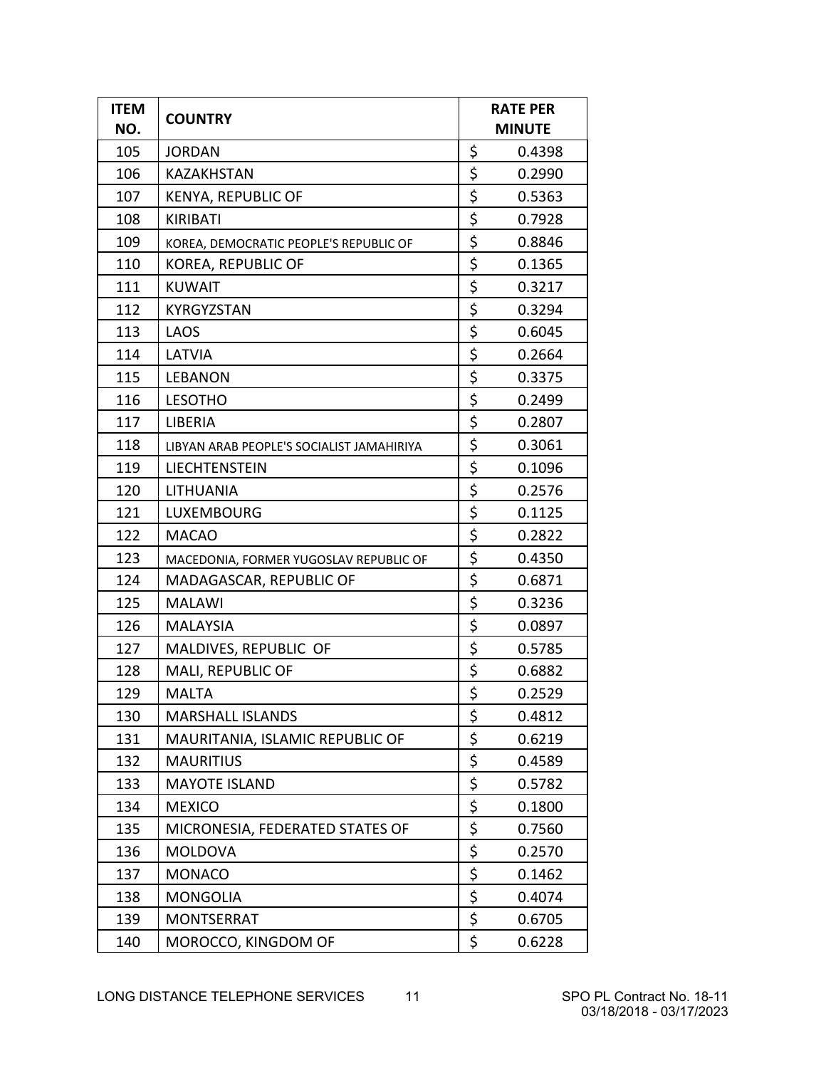| ITEM NO. | COUNTRY | RATE PER MINUTE |
|---|---|---|
| 105 | JORDAN | $ 0.4398 |
| 106 | KAZAKHSTAN | $ 0.2990 |
| 107 | KENYA, REPUBLIC OF | $ 0.5363 |
| 108 | KIRIBATI | $ 0.7928 |
| 109 | KOREA, DEMOCRATIC PEOPLE'S REPUBLIC OF | $ 0.8846 |
| 110 | KOREA, REPUBLIC OF | $ 0.1365 |
| 111 | KUWAIT | $ 0.3217 |
| 112 | KYRGYZSTAN | $ 0.3294 |
| 113 | LAOS | $ 0.6045 |
| 114 | LATVIA | $ 0.2664 |
| 115 | LEBANON | $ 0.3375 |
| 116 | LESOTHO | $ 0.2499 |
| 117 | LIBERIA | $ 0.2807 |
| 118 | LIBYAN ARAB PEOPLE'S SOCIALIST JAMAHIRIYA | $ 0.3061 |
| 119 | LIECHTENSTEIN | $ 0.1096 |
| 120 | LITHUANIA | $ 0.2576 |
| 121 | LUXEMBOURG | $ 0.1125 |
| 122 | MACAO | $ 0.2822 |
| 123 | MACEDONIA, FORMER YUGOSLAV REPUBLIC OF | $ 0.4350 |
| 124 | MADAGASCAR, REPUBLIC OF | $ 0.6871 |
| 125 | MALAWI | $ 0.3236 |
| 126 | MALAYSIA | $ 0.0897 |
| 127 | MALDIVES, REPUBLIC OF | $ 0.5785 |
| 128 | MALI, REPUBLIC OF | $ 0.6882 |
| 129 | MALTA | $ 0.2529 |
| 130 | MARSHALL ISLANDS | $ 0.4812 |
| 131 | MAURITANIA, ISLAMIC REPUBLIC OF | $ 0.6219 |
| 132 | MAURITIUS | $ 0.4589 |
| 133 | MAYOTE ISLAND | $ 0.5782 |
| 134 | MEXICO | $ 0.1800 |
| 135 | MICRONESIA, FEDERATED STATES OF | $ 0.7560 |
| 136 | MOLDOVA | $ 0.2570 |
| 137 | MONACO | $ 0.1462 |
| 138 | MONGOLIA | $ 0.4074 |
| 139 | MONTSERRAT | $ 0.6705 |
| 140 | MOROCCO, KINGDOM OF | $ 0.6228 |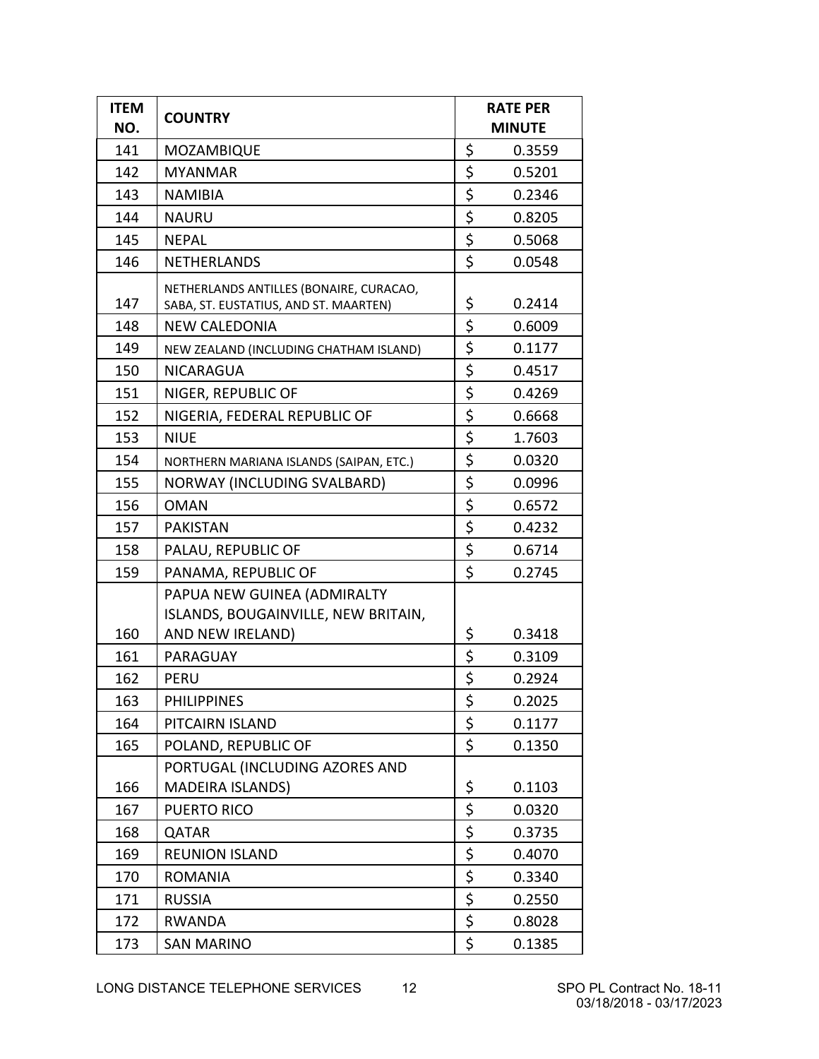| ITEM NO. | COUNTRY | RATE PER MINUTE |
|---|---|---|
| 141 | MOZAMBIQUE | $ 0.3559 |
| 142 | MYANMAR | $ 0.5201 |
| 143 | NAMIBIA | $ 0.2346 |
| 144 | NAURU | $ 0.8205 |
| 145 | NEPAL | $ 0.5068 |
| 146 | NETHERLANDS | $ 0.0548 |
| 147 | NETHERLANDS ANTILLES (BONAIRE, CURACAO, SABA, ST. EUSTATIUS, AND ST. MAARTEN) | $ 0.2414 |
| 148 | NEW CALEDONIA | $ 0.6009 |
| 149 | NEW ZEALAND (INCLUDING CHATHAM ISLAND) | $ 0.1177 |
| 150 | NICARAGUA | $ 0.4517 |
| 151 | NIGER, REPUBLIC OF | $ 0.4269 |
| 152 | NIGERIA, FEDERAL REPUBLIC OF | $ 0.6668 |
| 153 | NIUE | $ 1.7603 |
| 154 | NORTHERN MARIANA ISLANDS (SAIPAN, ETC.) | $ 0.0320 |
| 155 | NORWAY (INCLUDING SVALBARD) | $ 0.0996 |
| 156 | OMAN | $ 0.6572 |
| 157 | PAKISTAN | $ 0.4232 |
| 158 | PALAU, REPUBLIC OF | $ 0.6714 |
| 159 | PANAMA, REPUBLIC OF | $ 0.2745 |
| 160 | PAPUA NEW GUINEA (ADMIRALTY ISLANDS, BOUGAINVILLE, NEW BRITAIN, AND NEW IRELAND) | $ 0.3418 |
| 161 | PARAGUAY | $ 0.3109 |
| 162 | PERU | $ 0.2924 |
| 163 | PHILIPPINES | $ 0.2025 |
| 164 | PITCAIRN ISLAND | $ 0.1177 |
| 165 | POLAND, REPUBLIC OF | $ 0.1350 |
| 166 | PORTUGAL (INCLUDING AZORES AND MADEIRA ISLANDS) | $ 0.1103 |
| 167 | PUERTO RICO | $ 0.0320 |
| 168 | QATAR | $ 0.3735 |
| 169 | REUNION ISLAND | $ 0.4070 |
| 170 | ROMANIA | $ 0.3340 |
| 171 | RUSSIA | $ 0.2550 |
| 172 | RWANDA | $ 0.8028 |
| 173 | SAN MARINO | $ 0.1385 |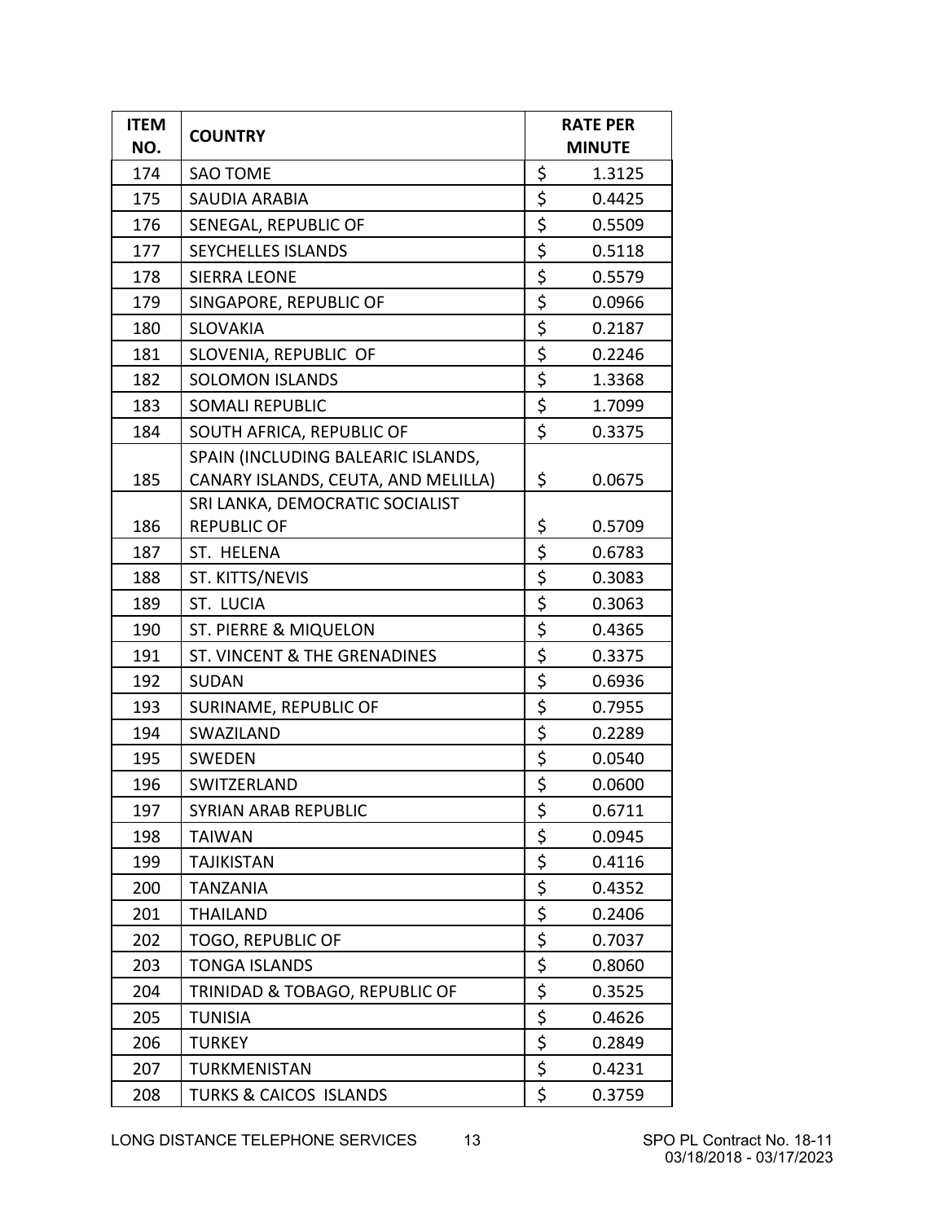| ITEM NO. | COUNTRY | RATE PER MINUTE |
|---|---|---|
| 174 | SAO TOME | $ 1.3125 |
| 175 | SAUDIA ARABIA | $ 0.4425 |
| 176 | SENEGAL, REPUBLIC OF | $ 0.5509 |
| 177 | SEYCHELLES ISLANDS | $ 0.5118 |
| 178 | SIERRA LEONE | $ 0.5579 |
| 179 | SINGAPORE, REPUBLIC OF | $ 0.0966 |
| 180 | SLOVAKIA | $ 0.2187 |
| 181 | SLOVENIA, REPUBLIC OF | $ 0.2246 |
| 182 | SOLOMON ISLANDS | $ 1.3368 |
| 183 | SOMALI REPUBLIC | $ 1.7099 |
| 184 | SOUTH AFRICA, REPUBLIC OF | $ 0.3375 |
| 185 | SPAIN (INCLUDING BALEARIC ISLANDS, CANARY ISLANDS, CEUTA, AND MELILLA) | $ 0.0675 |
| 186 | SRI LANKA, DEMOCRATIC SOCIALIST REPUBLIC OF | $ 0.5709 |
| 187 | ST. HELENA | $ 0.6783 |
| 188 | ST. KITTS/NEVIS | $ 0.3083 |
| 189 | ST. LUCIA | $ 0.3063 |
| 190 | ST. PIERRE & MIQUELON | $ 0.4365 |
| 191 | ST. VINCENT & THE GRENADINES | $ 0.3375 |
| 192 | SUDAN | $ 0.6936 |
| 193 | SURINAME, REPUBLIC OF | $ 0.7955 |
| 194 | SWAZILAND | $ 0.2289 |
| 195 | SWEDEN | $ 0.0540 |
| 196 | SWITZERLAND | $ 0.0600 |
| 197 | SYRIAN ARAB REPUBLIC | $ 0.6711 |
| 198 | TAIWAN | $ 0.0945 |
| 199 | TAJIKISTAN | $ 0.4116 |
| 200 | TANZANIA | $ 0.4352 |
| 201 | THAILAND | $ 0.2406 |
| 202 | TOGO, REPUBLIC OF | $ 0.7037 |
| 203 | TONGA ISLANDS | $ 0.8060 |
| 204 | TRINIDAD & TOBAGO, REPUBLIC OF | $ 0.3525 |
| 205 | TUNISIA | $ 0.4626 |
| 206 | TURKEY | $ 0.2849 |
| 207 | TURKMENISTAN | $ 0.4231 |
| 208 | TURKS & CAICOS ISLANDS | $ 0.3759 |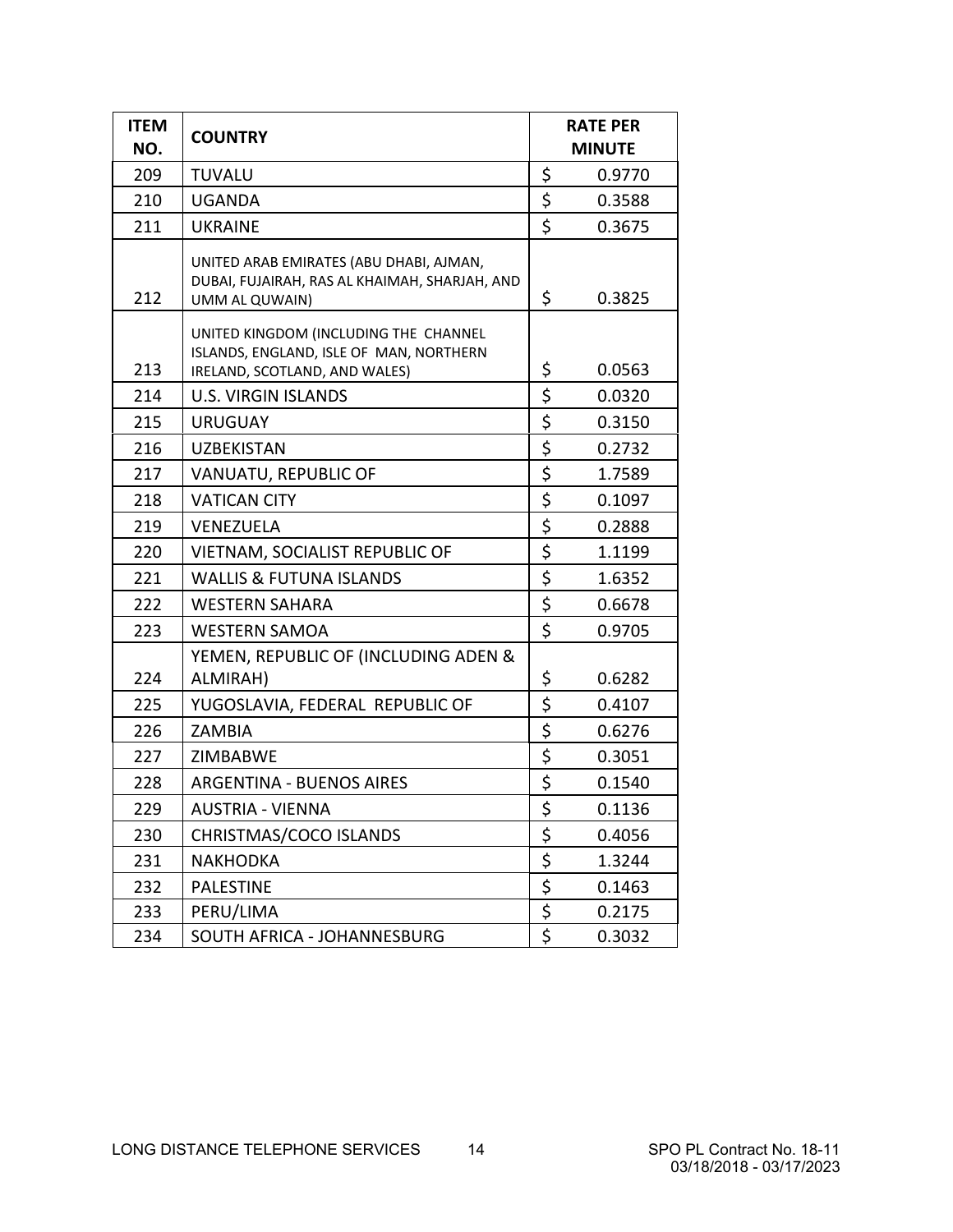| ITEM NO. | COUNTRY | RATE PER MINUTE |
|---|---|---|
| 209 | TUVALU | $ 0.9770 |
| 210 | UGANDA | $ 0.3588 |
| 211 | UKRAINE | $ 0.3675 |
| 212 | UNITED ARAB EMIRATES (ABU DHABI, AJMAN, DUBAI, FUJAIRAH, RAS AL KHAIMAH, SHARJAH, AND UMM AL QUWAIN) | $ 0.3825 |
| 213 | UNITED KINGDOM (INCLUDING THE CHANNEL ISLANDS, ENGLAND, ISLE OF MAN, NORTHERN IRELAND, SCOTLAND, AND WALES) | $ 0.0563 |
| 214 | U.S. VIRGIN ISLANDS | $ 0.0320 |
| 215 | URUGUAY | $ 0.3150 |
| 216 | UZBEKISTAN | $ 0.2732 |
| 217 | VANUATU, REPUBLIC OF | $ 1.7589 |
| 218 | VATICAN CITY | $ 0.1097 |
| 219 | VENEZUELA | $ 0.2888 |
| 220 | VIETNAM, SOCIALIST REPUBLIC OF | $ 1.1199 |
| 221 | WALLIS & FUTUNA ISLANDS | $ 1.6352 |
| 222 | WESTERN SAHARA | $ 0.6678 |
| 223 | WESTERN SAMOA | $ 0.9705 |
| 224 | YEMEN, REPUBLIC OF (INCLUDING ADEN & ALMIRAH) | $ 0.6282 |
| 225 | YUGOSLAVIA, FEDERAL REPUBLIC OF | $ 0.4107 |
| 226 | ZAMBIA | $ 0.6276 |
| 227 | ZIMBABWE | $ 0.3051 |
| 228 | ARGENTINA - BUENOS AIRES | $ 0.1540 |
| 229 | AUSTRIA - VIENNA | $ 0.1136 |
| 230 | CHRISTMAS/COCO ISLANDS | $ 0.4056 |
| 231 | NAKHODKA | $ 1.3244 |
| 232 | PALESTINE | $ 0.1463 |
| 233 | PERU/LIMA | $ 0.2175 |
| 234 | SOUTH AFRICA - JOHANNESBURG | $ 0.3032 |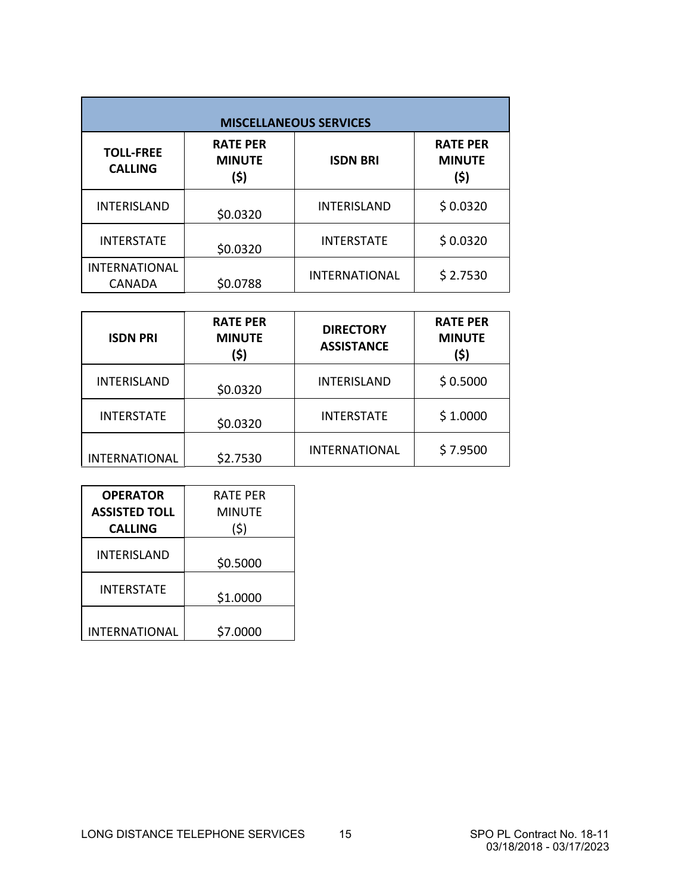| MISCELLANEOUS SERVICES | | | |
|---|---|---|---|
| **TOLL-FREE CALLING** | **RATE PER MINUTE ($)** | **ISDN BRI** | **RATE PER MINUTE ($)** |
| INTERISLAND | $0.0320 | INTERISLAND | $ 0.0320 |
| INTERSTATE | $0.0320 | INTERSTATE | $ 0.0320 |
| INTERNATIONAL CANADA | $0.0788 | INTERNATIONAL | $ 2.7530 |

| **ISDN PRI** | **RATE PER MINUTE ($)** | **DIRECTORY ASSISTANCE** | **RATE PER MINUTE ($)** |
|---|---|---|---|
| INTERISLAND | $0.0320 | INTERISLAND | $ 0.5000 |
| INTERSTATE | $0.0320 | INTERSTATE | $ 1.0000 |
| INTERNATIONAL | $2.7530 | INTERNATIONAL | $ 7.9500 |

| **OPERATOR ASSISTED TOLL CALLING** | RATE PER MINUTE ($) |
|---|---|
| INTERISLAND | $0.5000 |
| INTERSTATE | $1.0000 |
| INTERNATIONAL | $7.0000 |